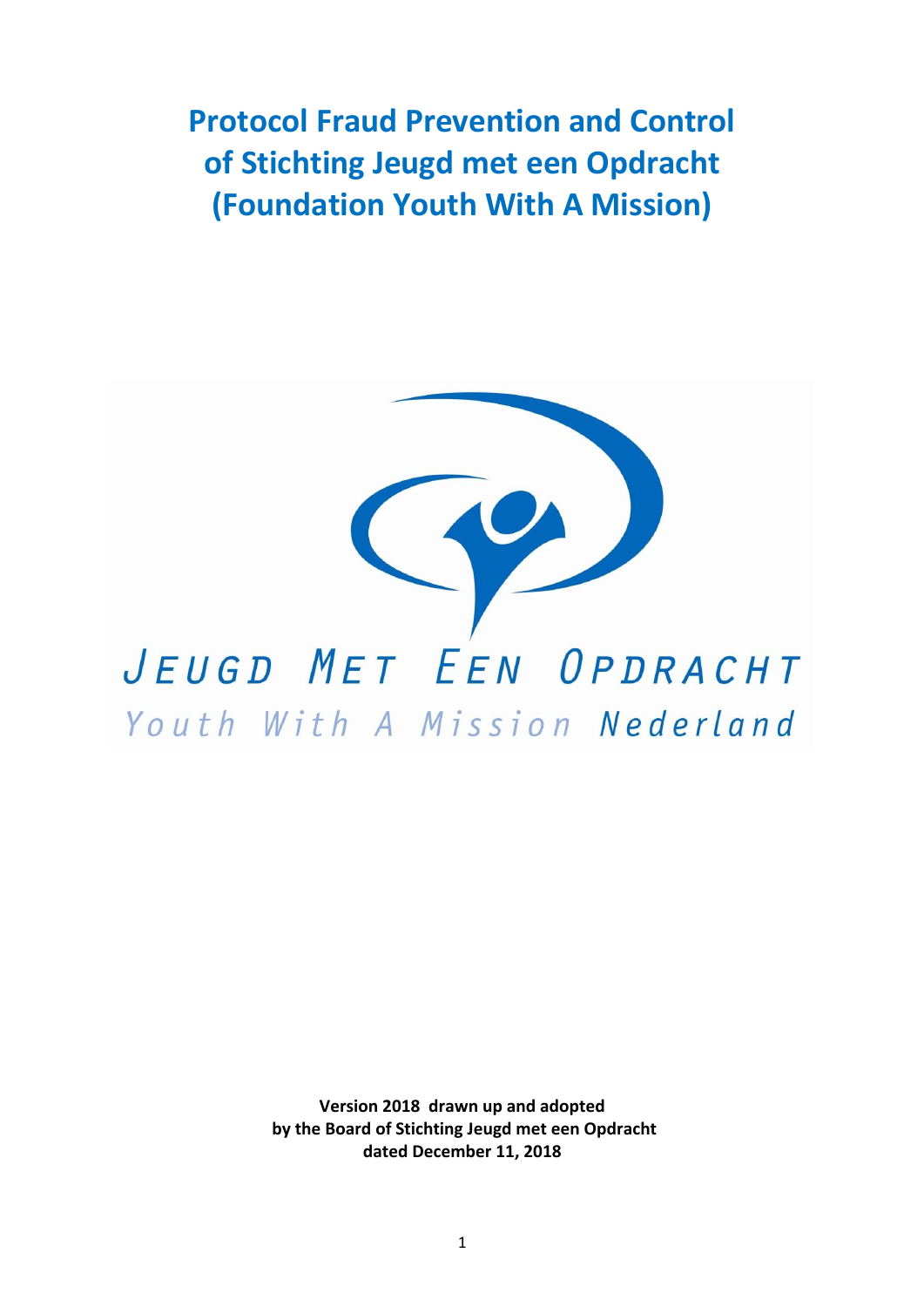# Protocol Fraud Prevention and Control of Stichting Jeugd met een Opdracht (Foundation Youth With A Mission)

JEUGD MET EEN OPDRACHT

Youth With A Mission Nederland

**Version 2018 drawn up and adopted by the Board of Stichting Jeugd met een Opdracht dated December 11, 2018**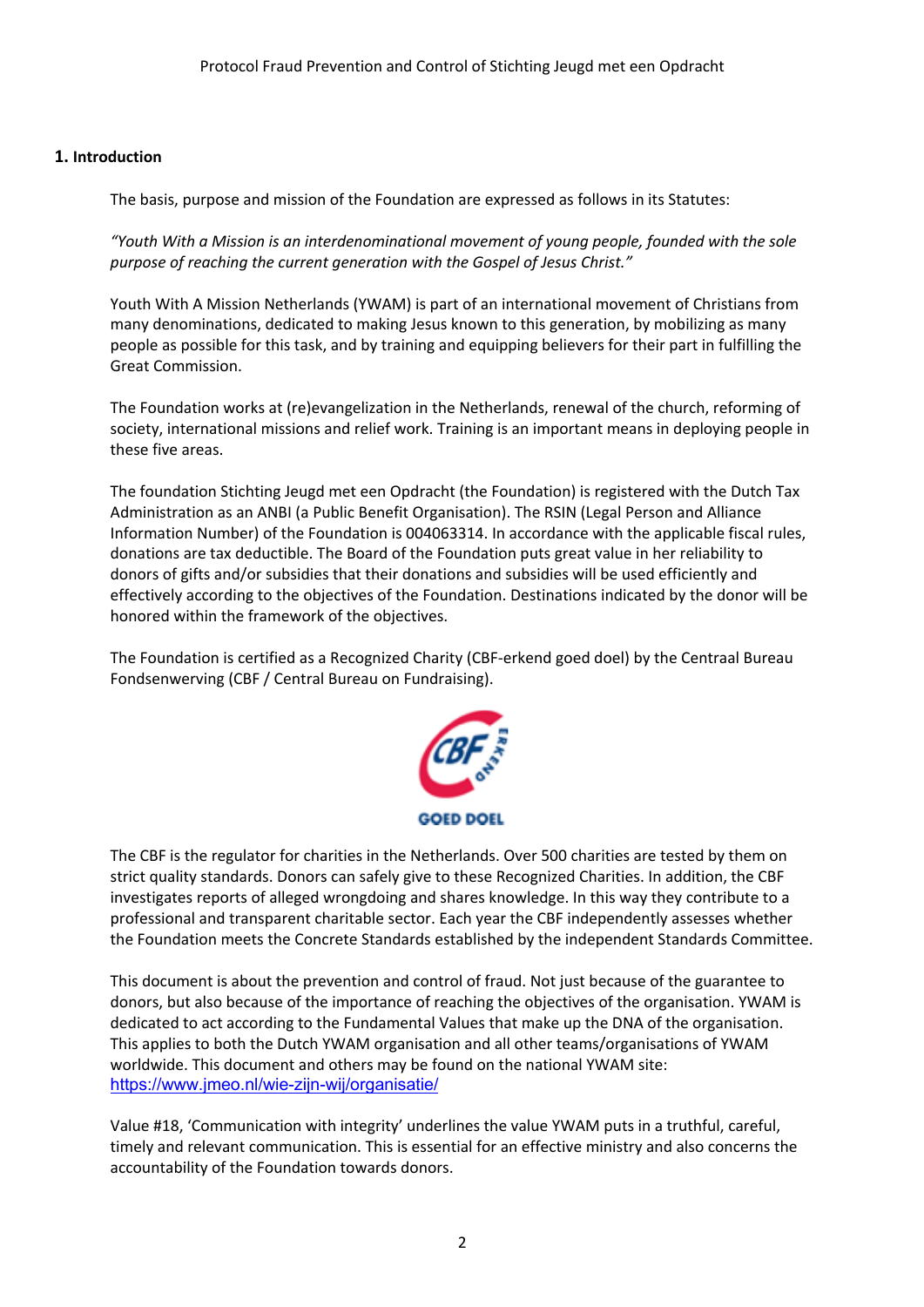## 1. Introduction

The basis, purpose and mission of the Foundation are expressed as follows in its Statutes:

*"Youth With a Mission is an interdenominational movement of young people, founded with the sole purpose of reaching the current generation with the Gospel of Jesus Christ."*

Youth With A Mission Netherlands (YWAM) is part of an international movement of Christians from many denominations, dedicated to making Jesus known to this generation, by mobilizing as many people as possible for this task, and by training and equipping believers for their part in fulfilling the Great Commission.

The Foundation works at (re)evangelization in the Netherlands, renewal of the church, reforming of society, international missions and relief work. Training is an important means in deploying people in these five areas.

The foundation Stichting Jeugd met een Opdracht (the Foundation) is registered with the Dutch Tax Administration as an ANBI (a Public Benefit Organisation). The RSIN (Legal Person and Alliance Information Number) of the Foundation is 004063314. In accordance with the applicable fiscal rules, donations are tax deductible. The Board of the Foundation puts great value in her reliability to donors of gifts and/or subsidies that their donations and subsidies will be used efficiently and effectively according to the objectives of the Foundation. Destinations indicated by the donor will be honored within the framework of the objectives.

The Foundation is certified as a Recognized Charity (CBF-erkend goed doel) by the Centraal Bureau Fondsenwerving (CBF / Central Bureau on Fundraising).

The CBF is the regulator for charities in the Netherlands. Over 500 charities are tested by them on strict quality standards. Donors can safely give to these Recognized Charities. In addition, the CBF investigates reports of alleged wrongdoing and shares knowledge. In this way they contribute to a professional and transparent charitable sector. Each year the CBF independently assesses whether the Foundation meets the Concrete Standards established by the independent Standards Committee.

This document is about the prevention and control of fraud. Not just because of the guarantee to donors, but also because of the importance of reaching the objectives of the organisation. YWAM is dedicated to act according to the Fundamental Values that make up the DNA of the organisation. This applies to both the Dutch YWAM organisation and all other teams/organisations of YWAM worldwide. This document and others may be found on the national YWAM site: https://www.jmeo.nl/wie-zijn-wij/organisatie/

Value #18, 'Communication with integrity' underlines the value YWAM puts in a truthful, careful, timely and relevant communication. This is essential for an effective ministry and also concerns the accountability of the Foundation towards donors.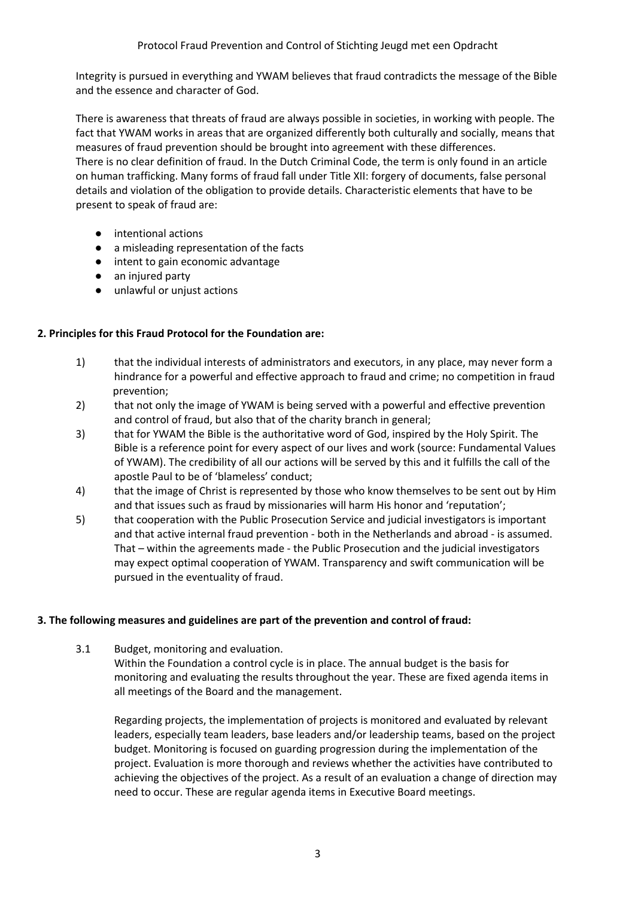Integrity is pursued in everything and YWAM believes that fraud contradicts the message of the Bible and the essence and character of God.

There is awareness that threats of fraud are always possible in societies, in working with people. The fact that YWAM works in areas that are organized differently both culturally and socially, means that measures of fraud prevention should be brought into agreement with these differences.
There is no clear definition of fraud. In the Dutch Criminal Code, the term is only found in an article on human trafficking. Many forms of fraud fall under Title XII: forgery of documents, false personal details and violation of the obligation to provide details. Characteristic elements that have to be present to speak of fraud are:

- intentional actions
- a misleading representation of the facts
- intent to gain economic advantage
- an injured party
- unlawful or unjust actions

**2. Principles for this Fraud Protocol for the Foundation are:**

1) that the individual interests of administrators and executors, in any place, may never form a hindrance for a powerful and effective approach to fraud and crime; no competition in fraud prevention;
2) that not only the image of YWAM is being served with a powerful and effective prevention and control of fraud, but also that of the charity branch in general;
3) that for YWAM the Bible is the authoritative word of God, inspired by the Holy Spirit. The Bible is a reference point for every aspect of our lives and work (source: Fundamental Values of YWAM). The credibility of all our actions will be served by this and it fulfills the call of the apostle Paul to be of 'blameless' conduct;
4) that the image of Christ is represented by those who know themselves to be sent out by Him and that issues such as fraud by missionaries will harm His honor and 'reputation';
5) that cooperation with the Public Prosecution Service and judicial investigators is important and that active internal fraud prevention - both in the Netherlands and abroad - is assumed. That – within the agreements made - the Public Prosecution and the judicial investigators may expect optimal cooperation of YWAM. Transparency and swift communication will be pursued in the eventuality of fraud.

**3. The following measures and guidelines are part of the prevention and control of fraud:**

3.1 Budget, monitoring and evaluation.
Within the Foundation a control cycle is in place. The annual budget is the basis for monitoring and evaluating the results throughout the year. These are fixed agenda items in all meetings of the Board and the management.

Regarding projects, the implementation of projects is monitored and evaluated by relevant leaders, especially team leaders, base leaders and/or leadership teams, based on the project budget. Monitoring is focused on guarding progression during the implementation of the project. Evaluation is more thorough and reviews whether the activities have contributed to achieving the objectives of the project. As a result of an evaluation a change of direction may need to occur. These are regular agenda items in Executive Board meetings.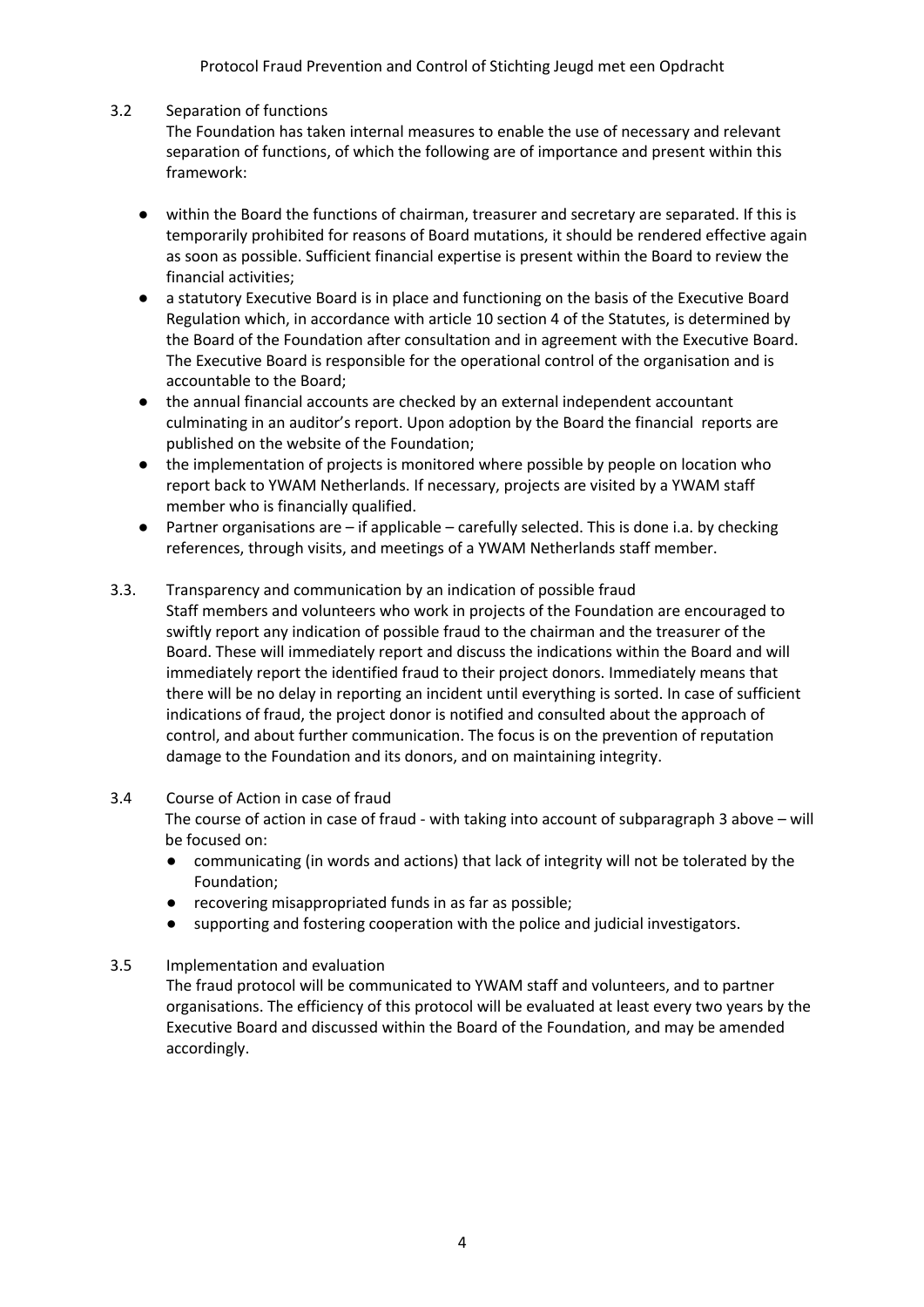### 3.2 Separation of functions

The Foundation has taken internal measures to enable the use of necessary and relevant separation of functions, of which the following are of importance and present within this framework:

- within the Board the functions of chairman, treasurer and secretary are separated. If this is temporarily prohibited for reasons of Board mutations, it should be rendered effective again as soon as possible. Sufficient financial expertise is present within the Board to review the financial activities;
- a statutory Executive Board is in place and functioning on the basis of the Executive Board Regulation which, in accordance with article 10 section 4 of the Statutes, is determined by the Board of the Foundation after consultation and in agreement with the Executive Board. The Executive Board is responsible for the operational control of the organisation and is accountable to the Board;
- the annual financial accounts are checked by an external independent accountant culminating in an auditor's report. Upon adoption by the Board the financial reports are published on the website of the Foundation;
- the implementation of projects is monitored where possible by people on location who report back to YWAM Netherlands. If necessary, projects are visited by a YWAM staff member who is financially qualified.
- Partner organisations are – if applicable – carefully selected. This is done i.a. by checking references, through visits, and meetings of a YWAM Netherlands staff member.

### 3.3. Transparency and communication by an indication of possible fraud

Staff members and volunteers who work in projects of the Foundation are encouraged to swiftly report any indication of possible fraud to the chairman and the treasurer of the Board. These will immediately report and discuss the indications within the Board and will immediately report the identified fraud to their project donors. Immediately means that there will be no delay in reporting an incident until everything is sorted. In case of sufficient indications of fraud, the project donor is notified and consulted about the approach of control, and about further communication. The focus is on the prevention of reputation damage to the Foundation and its donors, and on maintaining integrity.

### 3.4 Course of Action in case of fraud

The course of action in case of fraud - with taking into account of subparagraph 3 above – will be focused on:

- communicating (in words and actions) that lack of integrity will not be tolerated by the Foundation;
- recovering misappropriated funds in as far as possible;
- supporting and fostering cooperation with the police and judicial investigators.

### 3.5 Implementation and evaluation

The fraud protocol will be communicated to YWAM staff and volunteers, and to partner organisations. The efficiency of this protocol will be evaluated at least every two years by the Executive Board and discussed within the Board of the Foundation, and may be amended accordingly.